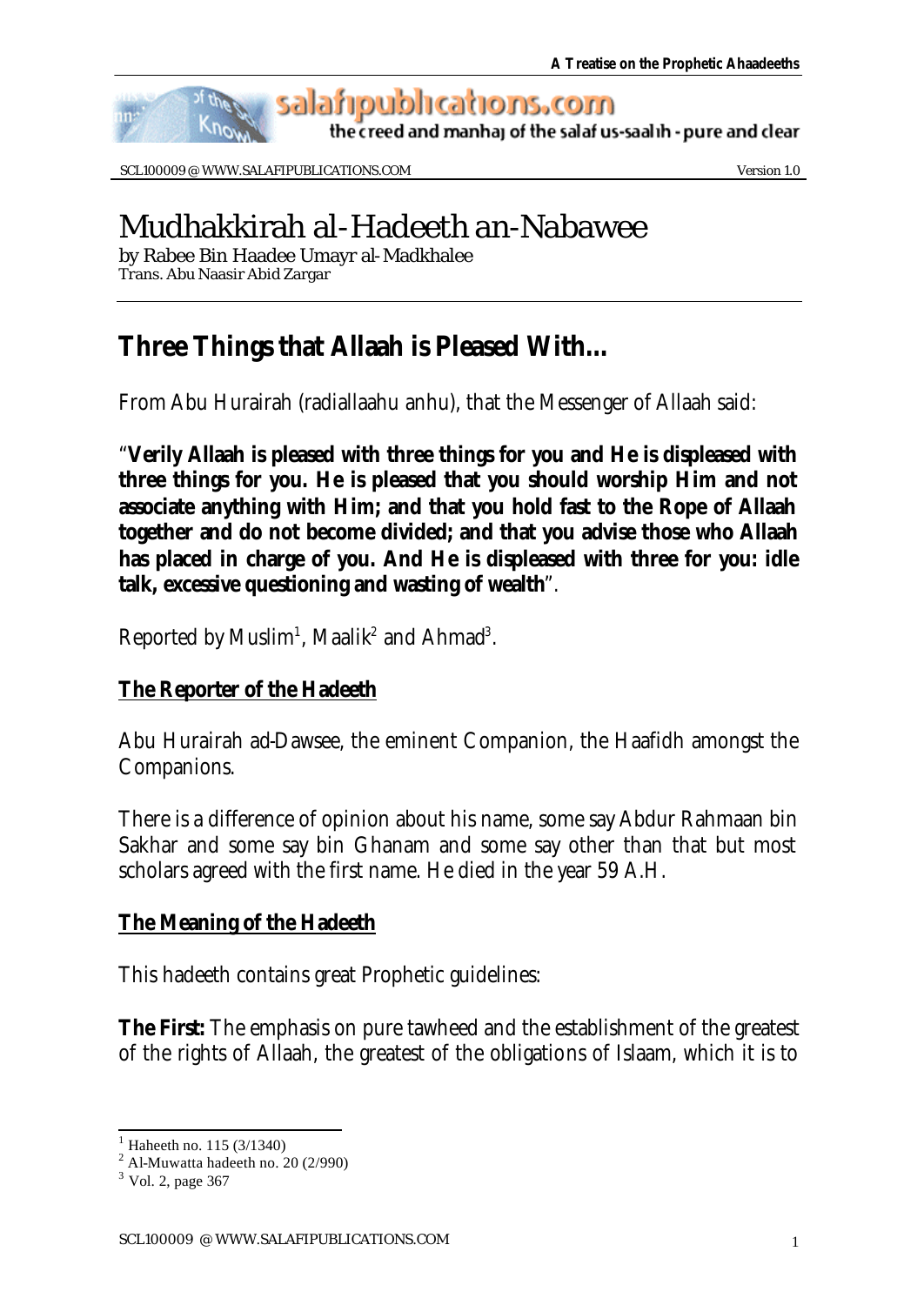# Mudhakkirah al-Hadeeth an-Nabawee

by Rabee Bin Haadee Umayr al-Madkhalee
Trans. Abu Naasir Abid Zargar

## Three Things that Allaah is Pleased With...

From Abu Hurairah (radiallaahu anhu), that the Messenger of Allaah said:

"**Verily Allaah is pleased with three things for you and He is displeased with three things for you. He is pleased that you should worship Him and not associate anything with Him; and that you hold fast to the Rope of Allaah together and do not become divided; and that you advise those who Allaah has placed in charge of you. And He is displeased with three for you: idle talk, excessive questioning and wasting of wealth**".

Reported by Muslim[1], Maalik[2] and Ahmad[3].

### The Reporter of the Hadeeth

Abu Hurairah ad-Dawsee, the eminent Companion, the Haafidh amongst the Companions.

There is a difference of opinion about his name, some say Abdur Rahmaan bin Sakhar and some say bin Ghanam and some say other than that but most scholars agreed with the first name. He died in the year 59 A.H.

### The Meaning of the Hadeeth

This hadeeth contains great Prophetic guidelines:

**The First:** The emphasis on pure tawheed and the establishment of the greatest of the rights of Allaah, the greatest of the obligations of Islaam, which it is to

---

[1] Haheeth no. 115 (3/1340)
[2] Al-Muwatta hadeeth no. 20 (2/990)
[3] Vol. 2, page 367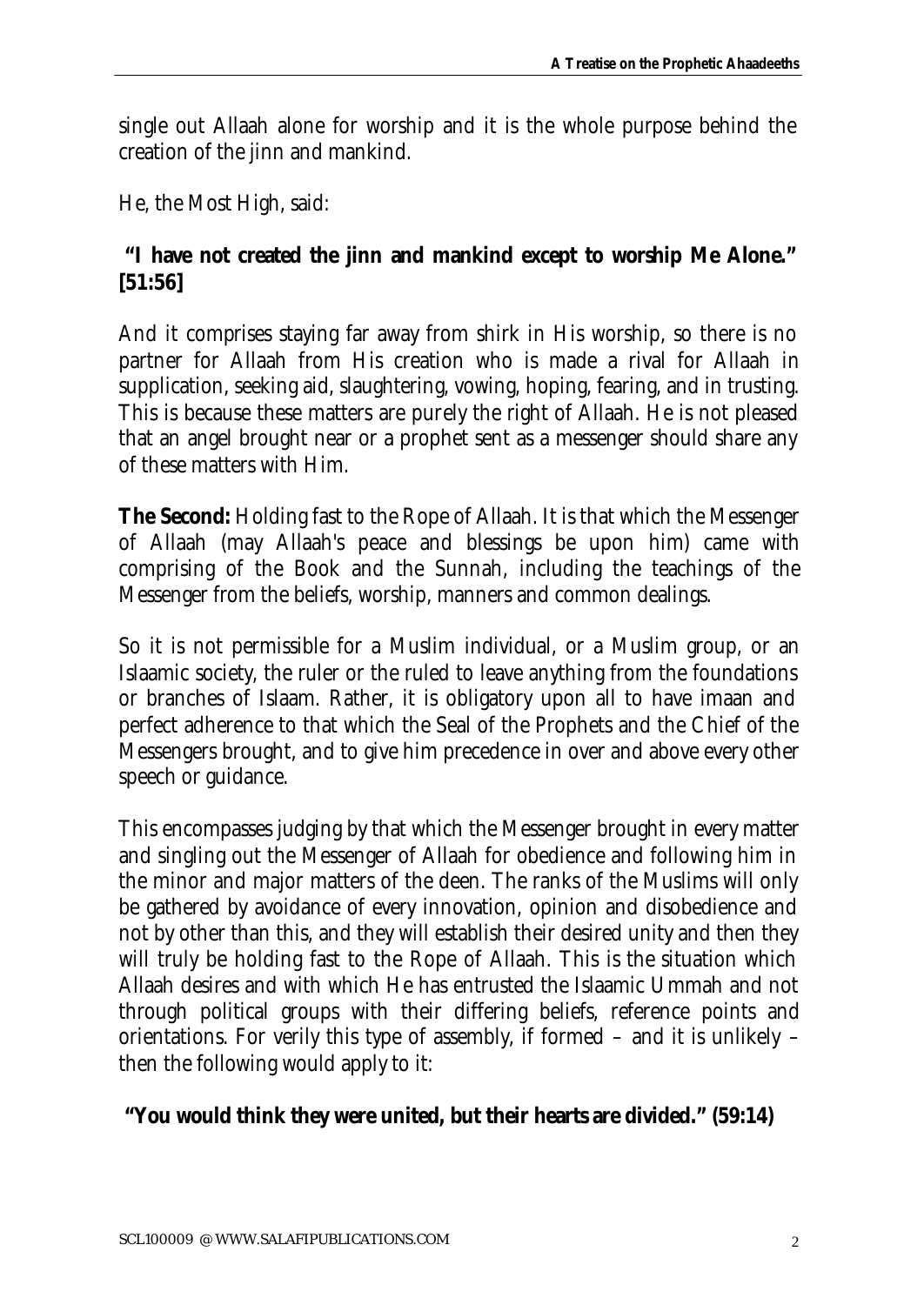single out Allaah alone for worship and it is the whole purpose behind the creation of the jinn and mankind.

He, the Most High, said:

**"I have not created the jinn and mankind except to worship Me Alone." [51:56]**

And it comprises staying far away from shirk in His worship, so there is no partner for Allaah from His creation who is made a rival for Allaah in supplication, seeking aid, slaughtering, vowing, hoping, fearing, and in trusting. This is because these matters are purely the right of Allaah. He is not pleased that an angel brought near or a prophet sent as a messenger should share any of these matters with Him.

**The Second:** Holding fast to the Rope of Allaah. It is that which the Messenger of Allaah (may Allaah's peace and blessings be upon him) came with comprising of the Book and the Sunnah, including the teachings of the Messenger from the beliefs, worship, manners and common dealings.

So it is not permissible for a Muslim individual, or a Muslim group, or an Islaamic society, the ruler or the ruled to leave anything from the foundations or branches of Islaam. Rather, it is obligatory upon all to have imaan and perfect adherence to that which the Seal of the Prophets and the Chief of the Messengers brought, and to give him precedence in over and above every other speech or guidance.

This encompasses judging by that which the Messenger brought in every matter and singling out the Messenger of Allaah for obedience and following him in the minor and major matters of the deen. The ranks of the Muslims will only be gathered by avoidance of every innovation, opinion and disobedience and not by other than this, and they will establish their desired unity and then they will truly be holding fast to the Rope of Allaah. This is the situation which Allaah desires and with which He has entrusted the Islaamic Ummah and not through political groups with their differing beliefs, reference points and orientations. For verily this type of assembly, if formed – and it is unlikely – then the following would apply to it:

**"You would think they were united, but their hearts are divided." (59:14)**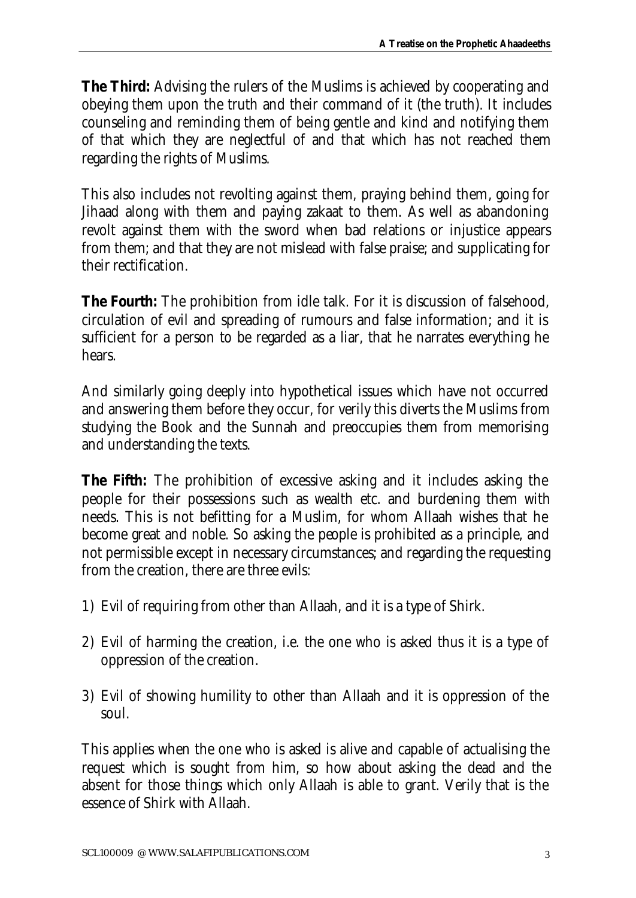**The Third:** Advising the rulers of the Muslims is achieved by cooperating and obeying them upon the truth and their command of it (the truth). It includes counseling and reminding them of being gentle and kind and notifying them of that which they are neglectful of and that which has not reached them regarding the rights of Muslims.

This also includes not revolting against them, praying behind them, going for Jihaad along with them and paying zakaat to them. As well as abandoning revolt against them with the sword when bad relations or injustice appears from them; and that they are not mislead with false praise; and supplicating for their rectification.

**The Fourth:** The prohibition from idle talk. For it is discussion of falsehood, circulation of evil and spreading of rumours and false information; and it is sufficient for a person to be regarded as a liar, that he narrates everything he hears.

And similarly going deeply into hypothetical issues which have not occurred and answering them before they occur, for verily this diverts the Muslims from studying the Book and the Sunnah and preoccupies them from memorising and understanding the texts.

**The Fifth:** The prohibition of excessive asking and it includes asking the people for their possessions such as wealth etc. and burdening them with needs. This is not befitting for a Muslim, for whom Allaah wishes that he become great and noble. So asking the people is prohibited as a principle, and not permissible except in necessary circumstances; and regarding the requesting from the creation, there are three evils:

1) Evil of requiring from other than Allaah, and it is a type of Shirk.
2) Evil of harming the creation, i.e. the one who is asked thus it is a type of oppression of the creation.
3) Evil of showing humility to other than Allaah and it is oppression of the soul.

This applies when the one who is asked is alive and capable of actualising the request which is sought from him, so how about asking the dead and the absent for those things which only Allaah is able to grant. Verily that is the essence of Shirk with Allaah.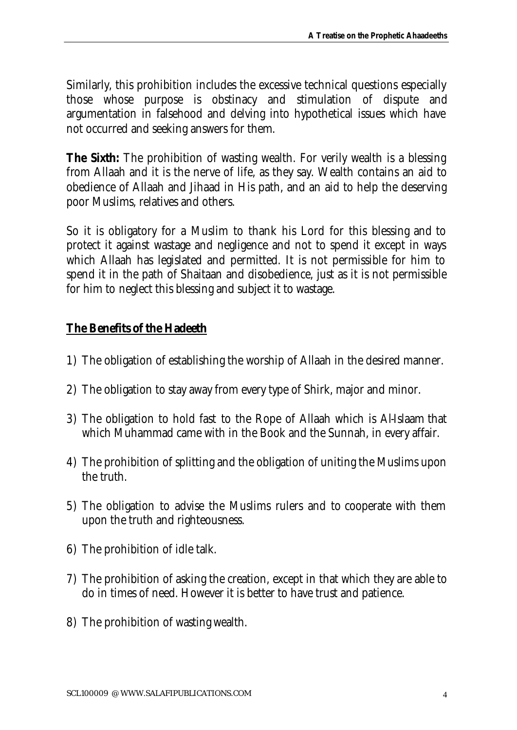Similarly, this prohibition includes the excessive technical questions especially those whose purpose is obstinacy and stimulation of dispute and argumentation in falsehood and delving into hypothetical issues which have not occurred and seeking answers for them.

**The Sixth:** The prohibition of wasting wealth. For verily wealth is a blessing from Allaah and it is the nerve of life, as they say. Wealth contains an aid to obedience of Allaah and Jihaad in His path, and an aid to help the deserving poor Muslims, relatives and others.

So it is obligatory for a Muslim to thank his Lord for this blessing and to protect it against wastage and negligence and not to spend it except in ways which Allaah has legislated and permitted. It is not permissible for him to spend it in the path of Shaitaan and disobedience, just as it is not permissible for him to neglect this blessing and subject it to wastage.

## The Benefits of the Hadeeth

1) The obligation of establishing the worship of Allaah in the desired manner.

2) The obligation to stay away from every type of Shirk, major and minor.

3) The obligation to hold fast to the Rope of Allaah which is Al-Islaam that which Muhammad came with in the Book and the Sunnah, in every affair.

4) The prohibition of splitting and the obligation of uniting the Muslims upon the truth.

5) The obligation to advise the Muslims rulers and to cooperate with them upon the truth and righteousness.

6) The prohibition of idle talk.

7) The prohibition of asking the creation, except in that which they are able to do in times of need. However it is better to have trust and patience.

8) The prohibition of wasting wealth.